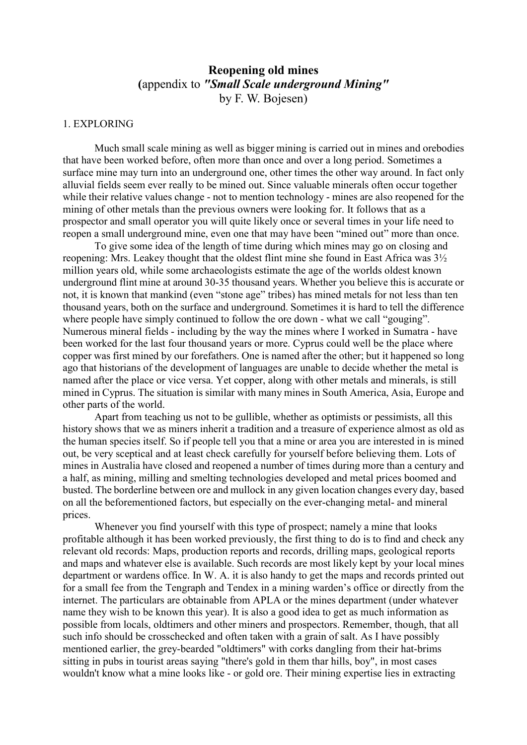# Reopening old mines

**(**appendix to ***"Small Scale underground Mining"*** by F. W. Bojesen)

## 1. EXPLORING

Much small scale mining as well as bigger mining is carried out in mines and orebodies that have been worked before, often more than once and over a long period. Sometimes a surface mine may turn into an underground one, other times the other way around. In fact only alluvial fields seem ever really to be mined out. Since valuable minerals often occur together while their relative values change - not to mention technology - mines are also reopened for the mining of other metals than the previous owners were looking for. It follows that as a prospector and small operator you will quite likely once or several times in your life need to reopen a small underground mine, even one that may have been "mined out" more than once.

To give some idea of the length of time during which mines may go on closing and reopening: Mrs. Leakey thought that the oldest flint mine she found in East Africa was 3½ million years old, while some archaeologists estimate the age of the worlds oldest known underground flint mine at around 30-35 thousand years. Whether you believe this is accurate or not, it is known that mankind (even "stone age" tribes) has mined metals for not less than ten thousand years, both on the surface and underground. Sometimes it is hard to tell the difference where people have simply continued to follow the ore down - what we call "gouging". Numerous mineral fields - including by the way the mines where I worked in Sumatra - have been worked for the last four thousand years or more. Cyprus could well be the place where copper was first mined by our forefathers. One is named after the other; but it happened so long ago that historians of the development of languages are unable to decide whether the metal is named after the place or vice versa. Yet copper, along with other metals and minerals, is still mined in Cyprus. The situation is similar with many mines in South America, Asia, Europe and other parts of the world.

Apart from teaching us not to be gullible, whether as optimists or pessimists, all this history shows that we as miners inherit a tradition and a treasure of experience almost as old as the human species itself. So if people tell you that a mine or area you are interested in is mined out, be very sceptical and at least check carefully for yourself before believing them. Lots of mines in Australia have closed and reopened a number of times during more than a century and a half, as mining, milling and smelting technologies developed and metal prices boomed and busted. The borderline between ore and mullock in any given location changes every day, based on all the beforementioned factors, but especially on the ever-changing metal- and mineral prices.

Whenever you find yourself with this type of prospect; namely a mine that looks profitable although it has been worked previously, the first thing to do is to find and check any relevant old records: Maps, production reports and records, drilling maps, geological reports and maps and whatever else is available. Such records are most likely kept by your local mines department or wardens office. In W. A. it is also handy to get the maps and records printed out for a small fee from the Tengraph and Tendex in a mining warden's office or directly from the internet. The particulars are obtainable from APLA or the mines department (under whatever name they wish to be known this year). It is also a good idea to get as much information as possible from locals, oldtimers and other miners and prospectors. Remember, though, that all such info should be crosschecked and often taken with a grain of salt. As I have possibly mentioned earlier, the grey-bearded "oldtimers" with corks dangling from their hat-brims sitting in pubs in tourist areas saying "there's gold in them thar hills, boy", in most cases wouldn't know what a mine looks like - or gold ore. Their mining expertise lies in extracting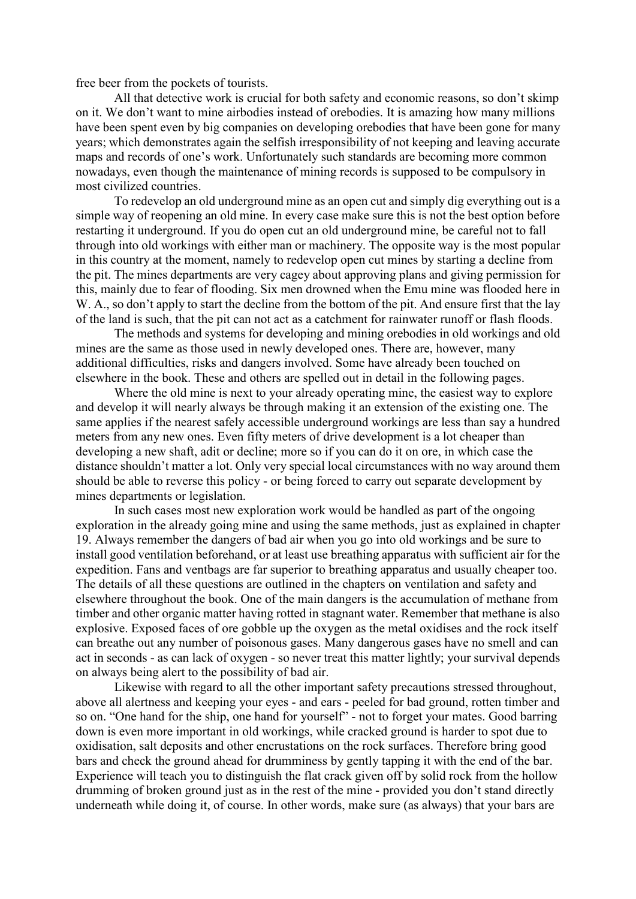free beer from the pockets of tourists.

All that detective work is crucial for both safety and economic reasons, so don't skimp on it. We don't want to mine airbodies instead of orebodies. It is amazing how many millions have been spent even by big companies on developing orebodies that have been gone for many years; which demonstrates again the selfish irresponsibility of not keeping and leaving accurate maps and records of one's work. Unfortunately such standards are becoming more common nowadays, even though the maintenance of mining records is supposed to be compulsory in most civilized countries.

To redevelop an old underground mine as an open cut and simply dig everything out is a simple way of reopening an old mine. In every case make sure this is not the best option before restarting it underground. If you do open cut an old underground mine, be careful not to fall through into old workings with either man or machinery. The opposite way is the most popular in this country at the moment, namely to redevelop open cut mines by starting a decline from the pit. The mines departments are very cagey about approving plans and giving permission for this, mainly due to fear of flooding. Six men drowned when the Emu mine was flooded here in W. A., so don't apply to start the decline from the bottom of the pit. And ensure first that the lay of the land is such, that the pit can not act as a catchment for rainwater runoff or flash floods.

The methods and systems for developing and mining orebodies in old workings and old mines are the same as those used in newly developed ones. There are, however, many additional difficulties, risks and dangers involved. Some have already been touched on elsewhere in the book. These and others are spelled out in detail in the following pages.

Where the old mine is next to your already operating mine, the easiest way to explore and develop it will nearly always be through making it an extension of the existing one. The same applies if the nearest safely accessible underground workings are less than say a hundred meters from any new ones. Even fifty meters of drive development is a lot cheaper than developing a new shaft, adit or decline; more so if you can do it on ore, in which case the distance shouldn't matter a lot. Only very special local circumstances with no way around them should be able to reverse this policy - or being forced to carry out separate development by mines departments or legislation.

In such cases most new exploration work would be handled as part of the ongoing exploration in the already going mine and using the same methods, just as explained in chapter 19. Always remember the dangers of bad air when you go into old workings and be sure to install good ventilation beforehand, or at least use breathing apparatus with sufficient air for the expedition. Fans and ventbags are far superior to breathing apparatus and usually cheaper too. The details of all these questions are outlined in the chapters on ventilation and safety and elsewhere throughout the book. One of the main dangers is the accumulation of methane from timber and other organic matter having rotted in stagnant water. Remember that methane is also explosive. Exposed faces of ore gobble up the oxygen as the metal oxidises and the rock itself can breathe out any number of poisonous gases. Many dangerous gases have no smell and can act in seconds - as can lack of oxygen - so never treat this matter lightly; your survival depends on always being alert to the possibility of bad air.

Likewise with regard to all the other important safety precautions stressed throughout, above all alertness and keeping your eyes - and ears - peeled for bad ground, rotten timber and so on. "One hand for the ship, one hand for yourself" - not to forget your mates. Good barring down is even more important in old workings, while cracked ground is harder to spot due to oxidisation, salt deposits and other encrustations on the rock surfaces. Therefore bring good bars and check the ground ahead for drumminess by gently tapping it with the end of the bar. Experience will teach you to distinguish the flat crack given off by solid rock from the hollow drumming of broken ground just as in the rest of the mine - provided you don't stand directly underneath while doing it, of course. In other words, make sure (as always) that your bars are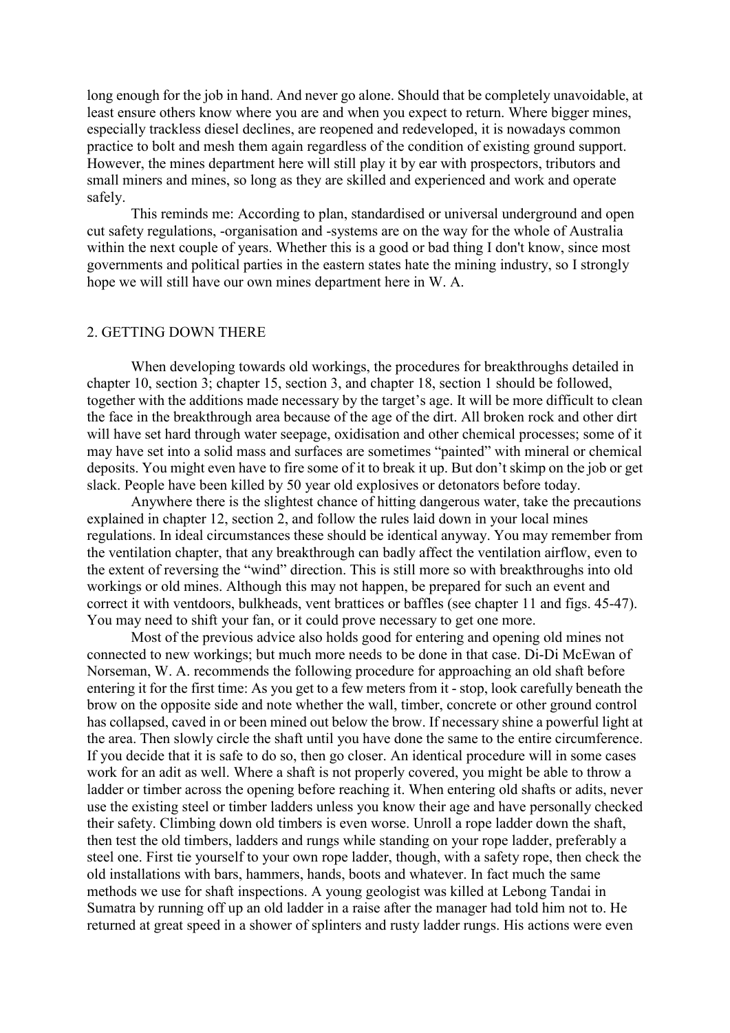long enough for the job in hand. And never go alone. Should that be completely unavoidable, at least ensure others know where you are and when you expect to return. Where bigger mines, especially trackless diesel declines, are reopened and redeveloped, it is nowadays common practice to bolt and mesh them again regardless of the condition of existing ground support. However, the mines department here will still play it by ear with prospectors, tributors and small miners and mines, so long as they are skilled and experienced and work and operate safely.

This reminds me: According to plan, standardised or universal underground and open cut safety regulations, -organisation and -systems are on the way for the whole of Australia within the next couple of years. Whether this is a good or bad thing I don't know, since most governments and political parties in the eastern states hate the mining industry, so I strongly hope we will still have our own mines department here in W. A.

## 2. GETTING DOWN THERE

When developing towards old workings, the procedures for breakthroughs detailed in chapter 10, section 3; chapter 15, section 3, and chapter 18, section 1 should be followed, together with the additions made necessary by the target's age. It will be more difficult to clean the face in the breakthrough area because of the age of the dirt. All broken rock and other dirt will have set hard through water seepage, oxidisation and other chemical processes; some of it may have set into a solid mass and surfaces are sometimes "painted" with mineral or chemical deposits. You might even have to fire some of it to break it up. But don't skimp on the job or get slack. People have been killed by 50 year old explosives or detonators before today.

Anywhere there is the slightest chance of hitting dangerous water, take the precautions explained in chapter 12, section 2, and follow the rules laid down in your local mines regulations. In ideal circumstances these should be identical anyway. You may remember from the ventilation chapter, that any breakthrough can badly affect the ventilation airflow, even to the extent of reversing the "wind" direction. This is still more so with breakthroughs into old workings or old mines. Although this may not happen, be prepared for such an event and correct it with ventdoors, bulkheads, vent brattices or baffles (see chapter 11 and figs. 45-47). You may need to shift your fan, or it could prove necessary to get one more.

Most of the previous advice also holds good for entering and opening old mines not connected to new workings; but much more needs to be done in that case. Di-Di McEwan of Norseman, W. A. recommends the following procedure for approaching an old shaft before entering it for the first time: As you get to a few meters from it - stop, look carefully beneath the brow on the opposite side and note whether the wall, timber, concrete or other ground control has collapsed, caved in or been mined out below the brow. If necessary shine a powerful light at the area. Then slowly circle the shaft until you have done the same to the entire circumference. If you decide that it is safe to do so, then go closer. An identical procedure will in some cases work for an adit as well. Where a shaft is not properly covered, you might be able to throw a ladder or timber across the opening before reaching it. When entering old shafts or adits, never use the existing steel or timber ladders unless you know their age and have personally checked their safety. Climbing down old timbers is even worse. Unroll a rope ladder down the shaft, then test the old timbers, ladders and rungs while standing on your rope ladder, preferably a steel one. First tie yourself to your own rope ladder, though, with a safety rope, then check the old installations with bars, hammers, hands, boots and whatever. In fact much the same methods we use for shaft inspections. A young geologist was killed at Lebong Tandai in Sumatra by running off up an old ladder in a raise after the manager had told him not to. He returned at great speed in a shower of splinters and rusty ladder rungs. His actions were even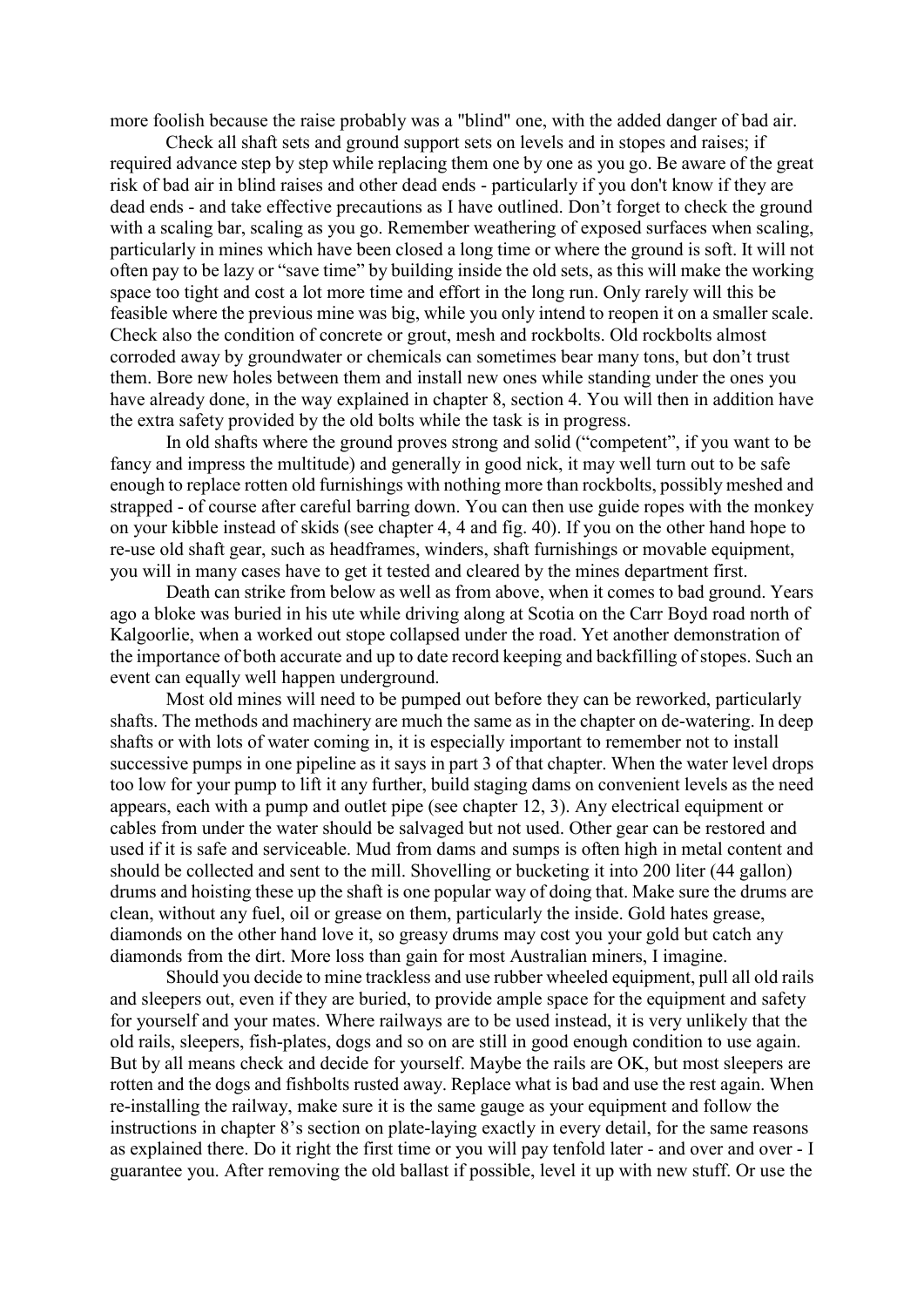more foolish because the raise probably was a "blind" one, with the added danger of bad air.

Check all shaft sets and ground support sets on levels and in stopes and raises; if required advance step by step while replacing them one by one as you go. Be aware of the great risk of bad air in blind raises and other dead ends - particularly if you don't know if they are dead ends - and take effective precautions as I have outlined. Don't forget to check the ground with a scaling bar, scaling as you go. Remember weathering of exposed surfaces when scaling, particularly in mines which have been closed a long time or where the ground is soft. It will not often pay to be lazy or "save time" by building inside the old sets, as this will make the working space too tight and cost a lot more time and effort in the long run. Only rarely will this be feasible where the previous mine was big, while you only intend to reopen it on a smaller scale. Check also the condition of concrete or grout, mesh and rockbolts. Old rockbolts almost corroded away by groundwater or chemicals can sometimes bear many tons, but don't trust them. Bore new holes between them and install new ones while standing under the ones you have already done, in the way explained in chapter 8, section 4. You will then in addition have the extra safety provided by the old bolts while the task is in progress.

In old shafts where the ground proves strong and solid ("competent", if you want to be fancy and impress the multitude) and generally in good nick, it may well turn out to be safe enough to replace rotten old furnishings with nothing more than rockbolts, possibly meshed and strapped - of course after careful barring down. You can then use guide ropes with the monkey on your kibble instead of skids (see chapter 4, 4 and fig. 40). If you on the other hand hope to re-use old shaft gear, such as headframes, winders, shaft furnishings or movable equipment, you will in many cases have to get it tested and cleared by the mines department first.

Death can strike from below as well as from above, when it comes to bad ground. Years ago a bloke was buried in his ute while driving along at Scotia on the Carr Boyd road north of Kalgoorlie, when a worked out stope collapsed under the road. Yet another demonstration of the importance of both accurate and up to date record keeping and backfilling of stopes. Such an event can equally well happen underground.

Most old mines will need to be pumped out before they can be reworked, particularly shafts. The methods and machinery are much the same as in the chapter on de-watering. In deep shafts or with lots of water coming in, it is especially important to remember not to install successive pumps in one pipeline as it says in part 3 of that chapter. When the water level drops too low for your pump to lift it any further, build staging dams on convenient levels as the need appears, each with a pump and outlet pipe (see chapter 12, 3). Any electrical equipment or cables from under the water should be salvaged but not used. Other gear can be restored and used if it is safe and serviceable. Mud from dams and sumps is often high in metal content and should be collected and sent to the mill. Shovelling or bucketing it into 200 liter (44 gallon) drums and hoisting these up the shaft is one popular way of doing that. Make sure the drums are clean, without any fuel, oil or grease on them, particularly the inside. Gold hates grease, diamonds on the other hand love it, so greasy drums may cost you your gold but catch any diamonds from the dirt. More loss than gain for most Australian miners, I imagine.

Should you decide to mine trackless and use rubber wheeled equipment, pull all old rails and sleepers out, even if they are buried, to provide ample space for the equipment and safety for yourself and your mates. Where railways are to be used instead, it is very unlikely that the old rails, sleepers, fish-plates, dogs and so on are still in good enough condition to use again. But by all means check and decide for yourself. Maybe the rails are OK, but most sleepers are rotten and the dogs and fishbolts rusted away. Replace what is bad and use the rest again. When re-installing the railway, make sure it is the same gauge as your equipment and follow the instructions in chapter 8's section on plate-laying exactly in every detail, for the same reasons as explained there. Do it right the first time or you will pay tenfold later - and over and over - I guarantee you. After removing the old ballast if possible, level it up with new stuff. Or use the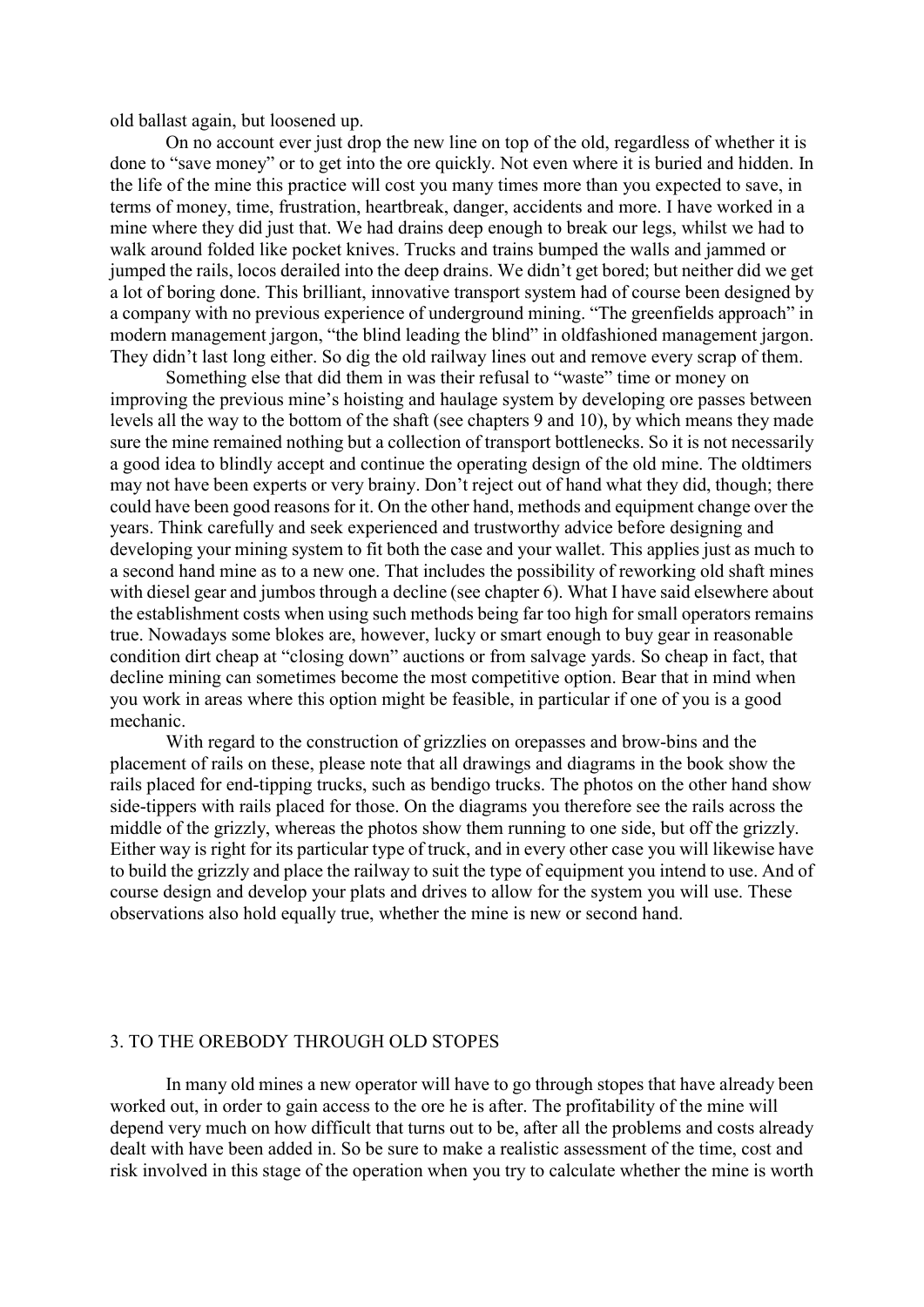old ballast again, but loosened up.

On no account ever just drop the new line on top of the old, regardless of whether it is done to "save money" or to get into the ore quickly. Not even where it is buried and hidden. In the life of the mine this practice will cost you many times more than you expected to save, in terms of money, time, frustration, heartbreak, danger, accidents and more. I have worked in a mine where they did just that. We had drains deep enough to break our legs, whilst we had to walk around folded like pocket knives. Trucks and trains bumped the walls and jammed or jumped the rails, locos derailed into the deep drains. We didn't get bored; but neither did we get a lot of boring done. This brilliant, innovative transport system had of course been designed by a company with no previous experience of underground mining. "The greenfields approach" in modern management jargon, "the blind leading the blind" in oldfashioned management jargon. They didn't last long either. So dig the old railway lines out and remove every scrap of them.

Something else that did them in was their refusal to "waste" time or money on improving the previous mine's hoisting and haulage system by developing ore passes between levels all the way to the bottom of the shaft (see chapters 9 and 10), by which means they made sure the mine remained nothing but a collection of transport bottlenecks. So it is not necessarily a good idea to blindly accept and continue the operating design of the old mine. The oldtimers may not have been experts or very brainy. Don't reject out of hand what they did, though; there could have been good reasons for it. On the other hand, methods and equipment change over the years. Think carefully and seek experienced and trustworthy advice before designing and developing your mining system to fit both the case and your wallet. This applies just as much to a second hand mine as to a new one. That includes the possibility of reworking old shaft mines with diesel gear and jumbos through a decline (see chapter 6). What I have said elsewhere about the establishment costs when using such methods being far too high for small operators remains true. Nowadays some blokes are, however, lucky or smart enough to buy gear in reasonable condition dirt cheap at "closing down" auctions or from salvage yards. So cheap in fact, that decline mining can sometimes become the most competitive option. Bear that in mind when you work in areas where this option might be feasible, in particular if one of you is a good mechanic.

With regard to the construction of grizzlies on orepasses and brow-bins and the placement of rails on these, please note that all drawings and diagrams in the book show the rails placed for end-tipping trucks, such as bendigo trucks. The photos on the other hand show side-tippers with rails placed for those. On the diagrams you therefore see the rails across the middle of the grizzly, whereas the photos show them running to one side, but off the grizzly. Either way is right for its particular type of truck, and in every other case you will likewise have to build the grizzly and place the railway to suit the type of equipment you intend to use. And of course design and develop your plats and drives to allow for the system you will use. These observations also hold equally true, whether the mine is new or second hand.

## 3. TO THE OREBODY THROUGH OLD STOPES

In many old mines a new operator will have to go through stopes that have already been worked out, in order to gain access to the ore he is after. The profitability of the mine will depend very much on how difficult that turns out to be, after all the problems and costs already dealt with have been added in. So be sure to make a realistic assessment of the time, cost and risk involved in this stage of the operation when you try to calculate whether the mine is worth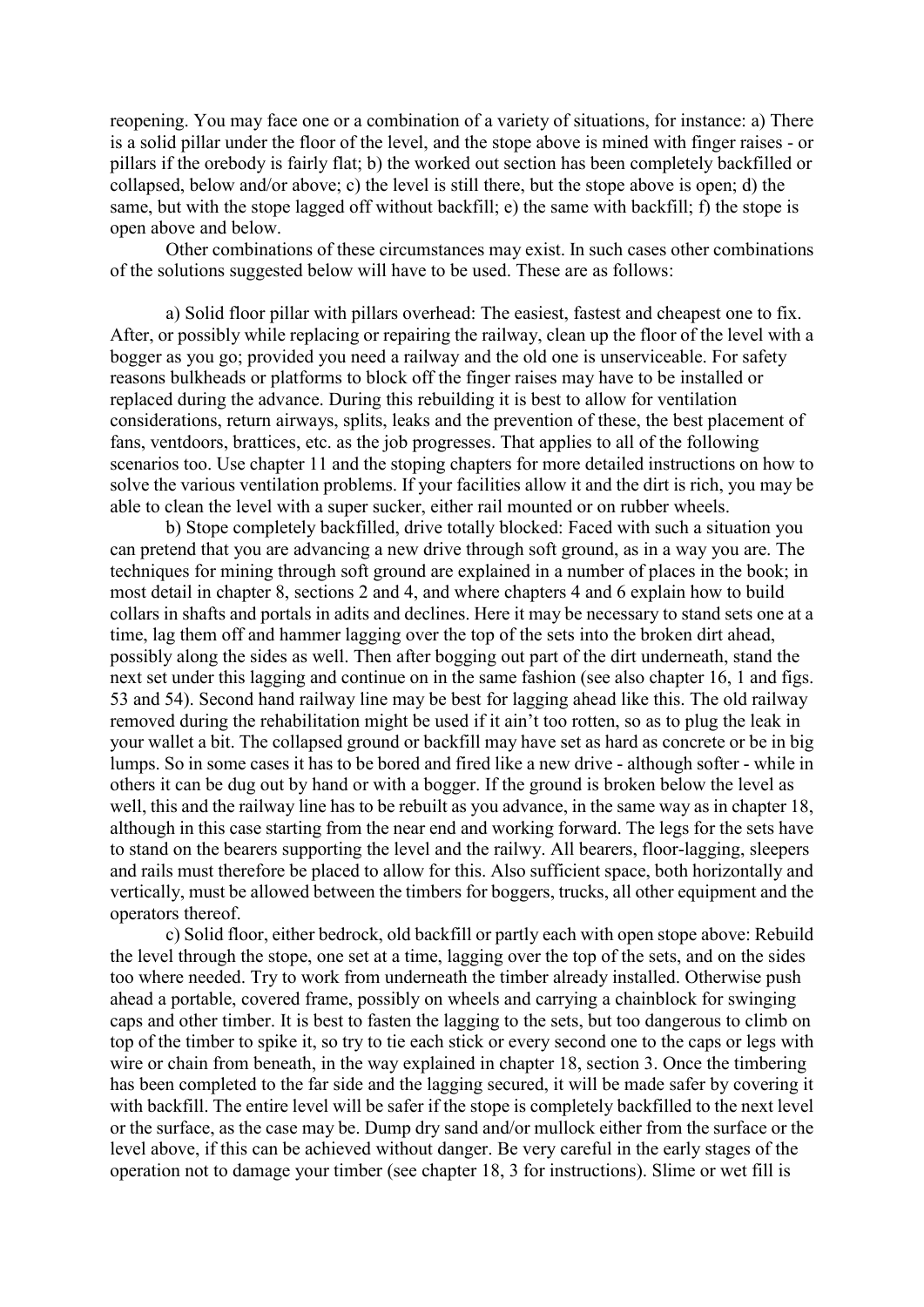reopening. You may face one or a combination of a variety of situations, for instance: a) There is a solid pillar under the floor of the level, and the stope above is mined with finger raises - or pillars if the orebody is fairly flat; b) the worked out section has been completely backfilled or collapsed, below and/or above; c) the level is still there, but the stope above is open; d) the same, but with the stope lagged off without backfill; e) the same with backfill; f) the stope is open above and below.

Other combinations of these circumstances may exist. In such cases other combinations of the solutions suggested below will have to be used. These are as follows:

a) Solid floor pillar with pillars overhead: The easiest, fastest and cheapest one to fix. After, or possibly while replacing or repairing the railway, clean up the floor of the level with a bogger as you go; provided you need a railway and the old one is unserviceable. For safety reasons bulkheads or platforms to block off the finger raises may have to be installed or replaced during the advance. During this rebuilding it is best to allow for ventilation considerations, return airways, splits, leaks and the prevention of these, the best placement of fans, ventdoors, brattices, etc. as the job progresses. That applies to all of the following scenarios too. Use chapter 11 and the stoping chapters for more detailed instructions on how to solve the various ventilation problems. If your facilities allow it and the dirt is rich, you may be able to clean the level with a super sucker, either rail mounted or on rubber wheels.

b) Stope completely backfilled, drive totally blocked: Faced with such a situation you can pretend that you are advancing a new drive through soft ground, as in a way you are. The techniques for mining through soft ground are explained in a number of places in the book; in most detail in chapter 8, sections 2 and 4, and where chapters 4 and 6 explain how to build collars in shafts and portals in adits and declines. Here it may be necessary to stand sets one at a time, lag them off and hammer lagging over the top of the sets into the broken dirt ahead, possibly along the sides as well. Then after bogging out part of the dirt underneath, stand the next set under this lagging and continue on in the same fashion (see also chapter 16, 1 and figs. 53 and 54). Second hand railway line may be best for lagging ahead like this. The old railway removed during the rehabilitation might be used if it ain't too rotten, so as to plug the leak in your wallet a bit. The collapsed ground or backfill may have set as hard as concrete or be in big lumps. So in some cases it has to be bored and fired like a new drive - although softer - while in others it can be dug out by hand or with a bogger. If the ground is broken below the level as well, this and the railway line has to be rebuilt as you advance, in the same way as in chapter 18, although in this case starting from the near end and working forward. The legs for the sets have to stand on the bearers supporting the level and the railwy. All bearers, floor-lagging, sleepers and rails must therefore be placed to allow for this. Also sufficient space, both horizontally and vertically, must be allowed between the timbers for boggers, trucks, all other equipment and the operators thereof.

c) Solid floor, either bedrock, old backfill or partly each with open stope above: Rebuild the level through the stope, one set at a time, lagging over the top of the sets, and on the sides too where needed. Try to work from underneath the timber already installed. Otherwise push ahead a portable, covered frame, possibly on wheels and carrying a chainblock for swinging caps and other timber. It is best to fasten the lagging to the sets, but too dangerous to climb on top of the timber to spike it, so try to tie each stick or every second one to the caps or legs with wire or chain from beneath, in the way explained in chapter 18, section 3. Once the timbering has been completed to the far side and the lagging secured, it will be made safer by covering it with backfill. The entire level will be safer if the stope is completely backfilled to the next level or the surface, as the case may be. Dump dry sand and/or mullock either from the surface or the level above, if this can be achieved without danger. Be very careful in the early stages of the operation not to damage your timber (see chapter 18, 3 for instructions). Slime or wet fill is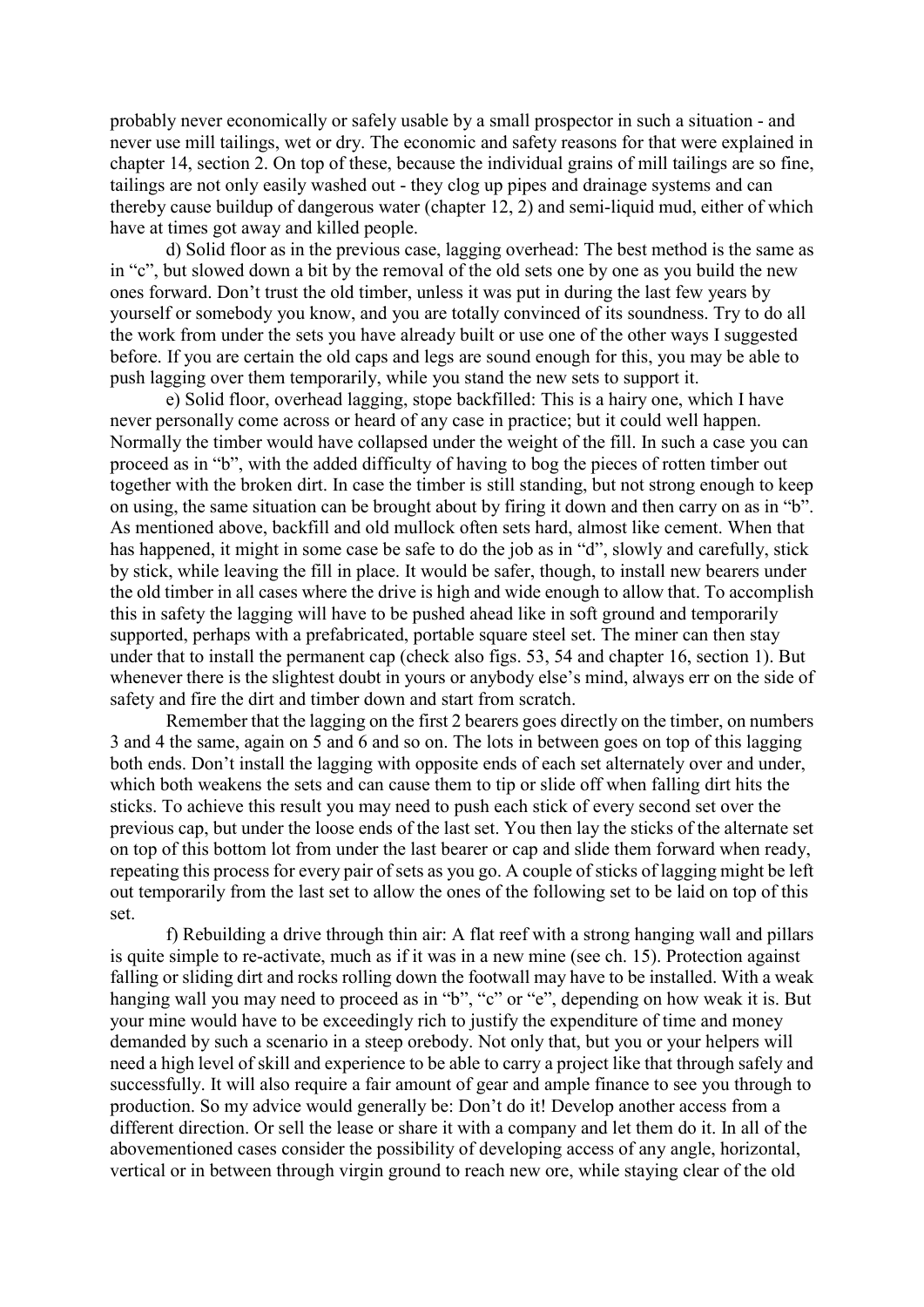probably never economically or safely usable by a small prospector in such a situation - and never use mill tailings, wet or dry. The economic and safety reasons for that were explained in chapter 14, section 2. On top of these, because the individual grains of mill tailings are so fine, tailings are not only easily washed out - they clog up pipes and drainage systems and can thereby cause buildup of dangerous water (chapter 12, 2) and semi-liquid mud, either of which have at times got away and killed people.

d) Solid floor as in the previous case, lagging overhead: The best method is the same as in "c", but slowed down a bit by the removal of the old sets one by one as you build the new ones forward. Don't trust the old timber, unless it was put in during the last few years by yourself or somebody you know, and you are totally convinced of its soundness. Try to do all the work from under the sets you have already built or use one of the other ways I suggested before. If you are certain the old caps and legs are sound enough for this, you may be able to push lagging over them temporarily, while you stand the new sets to support it.

e) Solid floor, overhead lagging, stope backfilled: This is a hairy one, which I have never personally come across or heard of any case in practice; but it could well happen. Normally the timber would have collapsed under the weight of the fill. In such a case you can proceed as in "b", with the added difficulty of having to bog the pieces of rotten timber out together with the broken dirt. In case the timber is still standing, but not strong enough to keep on using, the same situation can be brought about by firing it down and then carry on as in "b". As mentioned above, backfill and old mullock often sets hard, almost like cement. When that has happened, it might in some case be safe to do the job as in "d", slowly and carefully, stick by stick, while leaving the fill in place. It would be safer, though, to install new bearers under the old timber in all cases where the drive is high and wide enough to allow that. To accomplish this in safety the lagging will have to be pushed ahead like in soft ground and temporarily supported, perhaps with a prefabricated, portable square steel set. The miner can then stay under that to install the permanent cap (check also figs. 53, 54 and chapter 16, section 1). But whenever there is the slightest doubt in yours or anybody else's mind, always err on the side of safety and fire the dirt and timber down and start from scratch.

Remember that the lagging on the first 2 bearers goes directly on the timber, on numbers 3 and 4 the same, again on 5 and 6 and so on. The lots in between goes on top of this lagging both ends. Don't install the lagging with opposite ends of each set alternately over and under, which both weakens the sets and can cause them to tip or slide off when falling dirt hits the sticks. To achieve this result you may need to push each stick of every second set over the previous cap, but under the loose ends of the last set. You then lay the sticks of the alternate set on top of this bottom lot from under the last bearer or cap and slide them forward when ready, repeating this process for every pair of sets as you go. A couple of sticks of lagging might be left out temporarily from the last set to allow the ones of the following set to be laid on top of this set.

f) Rebuilding a drive through thin air: A flat reef with a strong hanging wall and pillars is quite simple to re-activate, much as if it was in a new mine (see ch. 15). Protection against falling or sliding dirt and rocks rolling down the footwall may have to be installed. With a weak hanging wall you may need to proceed as in "b", "c" or "e", depending on how weak it is. But your mine would have to be exceedingly rich to justify the expenditure of time and money demanded by such a scenario in a steep orebody. Not only that, but you or your helpers will need a high level of skill and experience to be able to carry a project like that through safely and successfully. It will also require a fair amount of gear and ample finance to see you through to production. So my advice would generally be: Don't do it! Develop another access from a different direction. Or sell the lease or share it with a company and let them do it. In all of the abovementioned cases consider the possibility of developing access of any angle, horizontal, vertical or in between through virgin ground to reach new ore, while staying clear of the old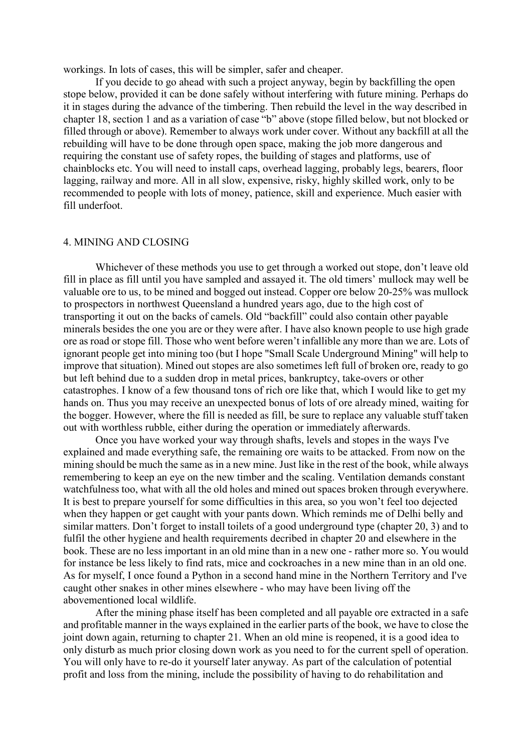workings. In lots of cases, this will be simpler, safer and cheaper.

If you decide to go ahead with such a project anyway, begin by backfilling the open stope below, provided it can be done safely without interfering with future mining. Perhaps do it in stages during the advance of the timbering. Then rebuild the level in the way described in chapter 18, section 1 and as a variation of case "b" above (stope filled below, but not blocked or filled through or above). Remember to always work under cover. Without any backfill at all the rebuilding will have to be done through open space, making the job more dangerous and requiring the constant use of safety ropes, the building of stages and platforms, use of chainblocks etc. You will need to install caps, overhead lagging, probably legs, bearers, floor lagging, railway and more. All in all slow, expensive, risky, highly skilled work, only to be recommended to people with lots of money, patience, skill and experience. Much easier with fill underfoot.

## 4. MINING AND CLOSING

Whichever of these methods you use to get through a worked out stope, don't leave old fill in place as fill until you have sampled and assayed it. The old timers' mullock may well be valuable ore to us, to be mined and bogged out instead. Copper ore below 20-25% was mullock to prospectors in northwest Queensland a hundred years ago, due to the high cost of transporting it out on the backs of camels. Old "backfill" could also contain other payable minerals besides the one you are or they were after. I have also known people to use high grade ore as road or stope fill. Those who went before weren't infallible any more than we are. Lots of ignorant people get into mining too (but I hope "Small Scale Underground Mining" will help to improve that situation). Mined out stopes are also sometimes left full of broken ore, ready to go but left behind due to a sudden drop in metal prices, bankruptcy, take-overs or other catastrophes. I know of a few thousand tons of rich ore like that, which I would like to get my hands on. Thus you may receive an unexpected bonus of lots of ore already mined, waiting for the bogger. However, where the fill is needed as fill, be sure to replace any valuable stuff taken out with worthless rubble, either during the operation or immediately afterwards.

Once you have worked your way through shafts, levels and stopes in the ways I've explained and made everything safe, the remaining ore waits to be attacked. From now on the mining should be much the same as in a new mine. Just like in the rest of the book, while always remembering to keep an eye on the new timber and the scaling. Ventilation demands constant watchfulness too, what with all the old holes and mined out spaces broken through everywhere. It is best to prepare yourself for some difficulties in this area, so you won't feel too dejected when they happen or get caught with your pants down. Which reminds me of Delhi belly and similar matters. Don't forget to install toilets of a good underground type (chapter 20, 3) and to fulfil the other hygiene and health requirements decribed in chapter 20 and elsewhere in the book. These are no less important in an old mine than in a new one - rather more so. You would for instance be less likely to find rats, mice and cockroaches in a new mine than in an old one. As for myself, I once found a Python in a second hand mine in the Northern Territory and I've caught other snakes in other mines elsewhere - who may have been living off the abovementioned local wildlife.

After the mining phase itself has been completed and all payable ore extracted in a safe and profitable manner in the ways explained in the earlier parts of the book, we have to close the joint down again, returning to chapter 21. When an old mine is reopened, it is a good idea to only disturb as much prior closing down work as you need to for the current spell of operation. You will only have to re-do it yourself later anyway. As part of the calculation of potential profit and loss from the mining, include the possibility of having to do rehabilitation and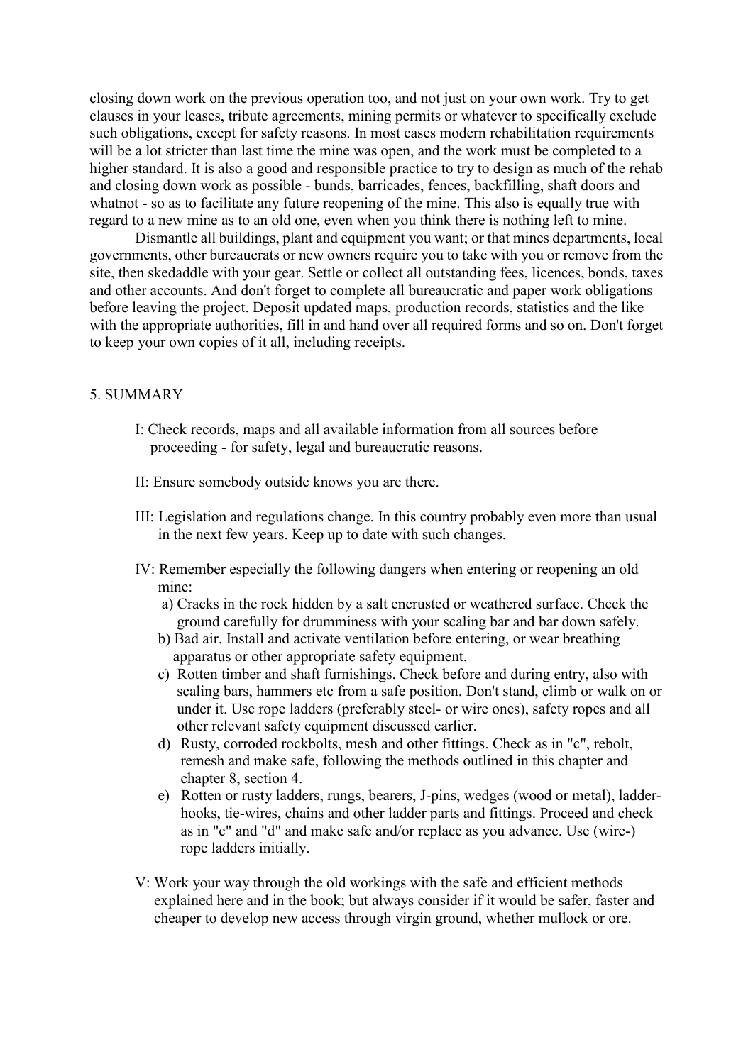closing down work on the previous operation too, and not just on your own work. Try to get clauses in your leases, tribute agreements, mining permits or whatever to specifically exclude such obligations, except for safety reasons. In most cases modern rehabilitation requirements will be a lot stricter than last time the mine was open, and the work must be completed to a higher standard. It is also a good and responsible practice to try to design as much of the rehab and closing down work as possible - bunds, barricades, fences, backfilling, shaft doors and whatnot - so as to facilitate any future reopening of the mine. This also is equally true with regard to a new mine as to an old one, even when you think there is nothing left to mine.

Dismantle all buildings, plant and equipment you want; or that mines departments, local governments, other bureaucrats or new owners require you to take with you or remove from the site, then skedaddle with your gear. Settle or collect all outstanding fees, licences, bonds, taxes and other accounts. And don't forget to complete all bureaucratic and paper work obligations before leaving the project. Deposit updated maps, production records, statistics and the like with the appropriate authorities, fill in and hand over all required forms and so on. Don't forget to keep your own copies of it all, including receipts.

## 5. SUMMARY

I: Check records, maps and all available information from all sources before proceeding - for safety, legal and bureaucratic reasons.

II: Ensure somebody outside knows you are there.

III: Legislation and regulations change. In this country probably even more than usual in the next few years. Keep up to date with such changes.

IV: Remember especially the following dangers when entering or reopening an old mine:

- a) Cracks in the rock hidden by a salt encrusted or weathered surface. Check the ground carefully for drumminess with your scaling bar and bar down safely.
- b) Bad air. Install and activate ventilation before entering, or wear breathing apparatus or other appropriate safety equipment.
- c) Rotten timber and shaft furnishings. Check before and during entry, also with scaling bars, hammers etc from a safe position. Don't stand, climb or walk on or under it. Use rope ladders (preferably steel- or wire ones), safety ropes and all other relevant safety equipment discussed earlier.
- d) Rusty, corroded rockbolts, mesh and other fittings. Check as in "c", rebolt, remesh and make safe, following the methods outlined in this chapter and chapter 8, section 4.
- e) Rotten or rusty ladders, rungs, bearers, J-pins, wedges (wood or metal), ladder-hooks, tie-wires, chains and other ladder parts and fittings. Proceed and check as in "c" and "d" and make safe and/or replace as you advance. Use (wire-) rope ladders initially.

V: Work your way through the old workings with the safe and efficient methods explained here and in the book; but always consider if it would be safer, faster and cheaper to develop new access through virgin ground, whether mullock or ore.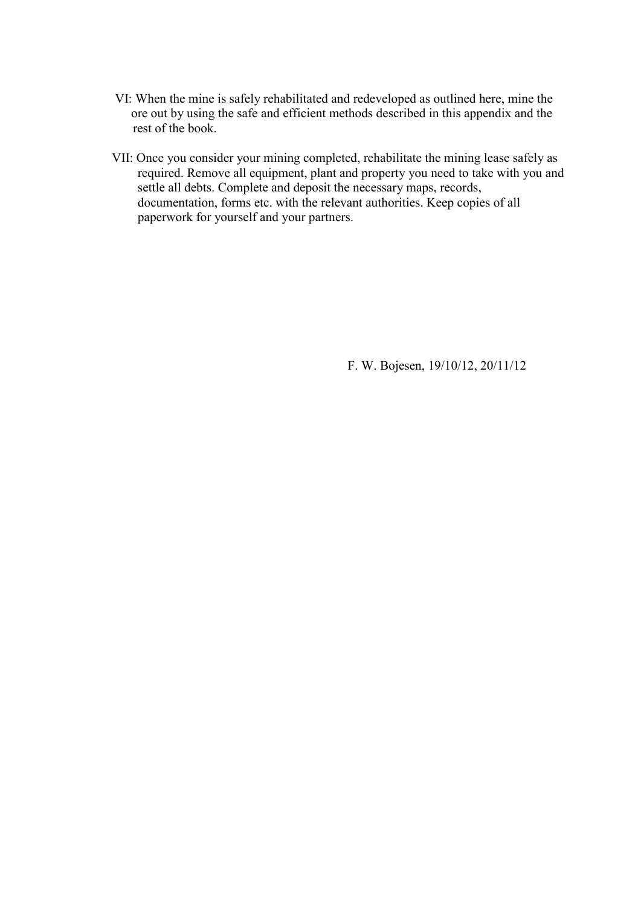VI: When the mine is safely rehabilitated and redeveloped as outlined here, mine the ore out by using the safe and efficient methods described in this appendix and the rest of the book.

VII: Once you consider your mining completed, rehabilitate the mining lease safely as required. Remove all equipment, plant and property you need to take with you and settle all debts. Complete and deposit the necessary maps, records, documentation, forms etc. with the relevant authorities. Keep copies of all paperwork for yourself and your partners.

F. W. Bojesen, 19/10/12, 20/11/12